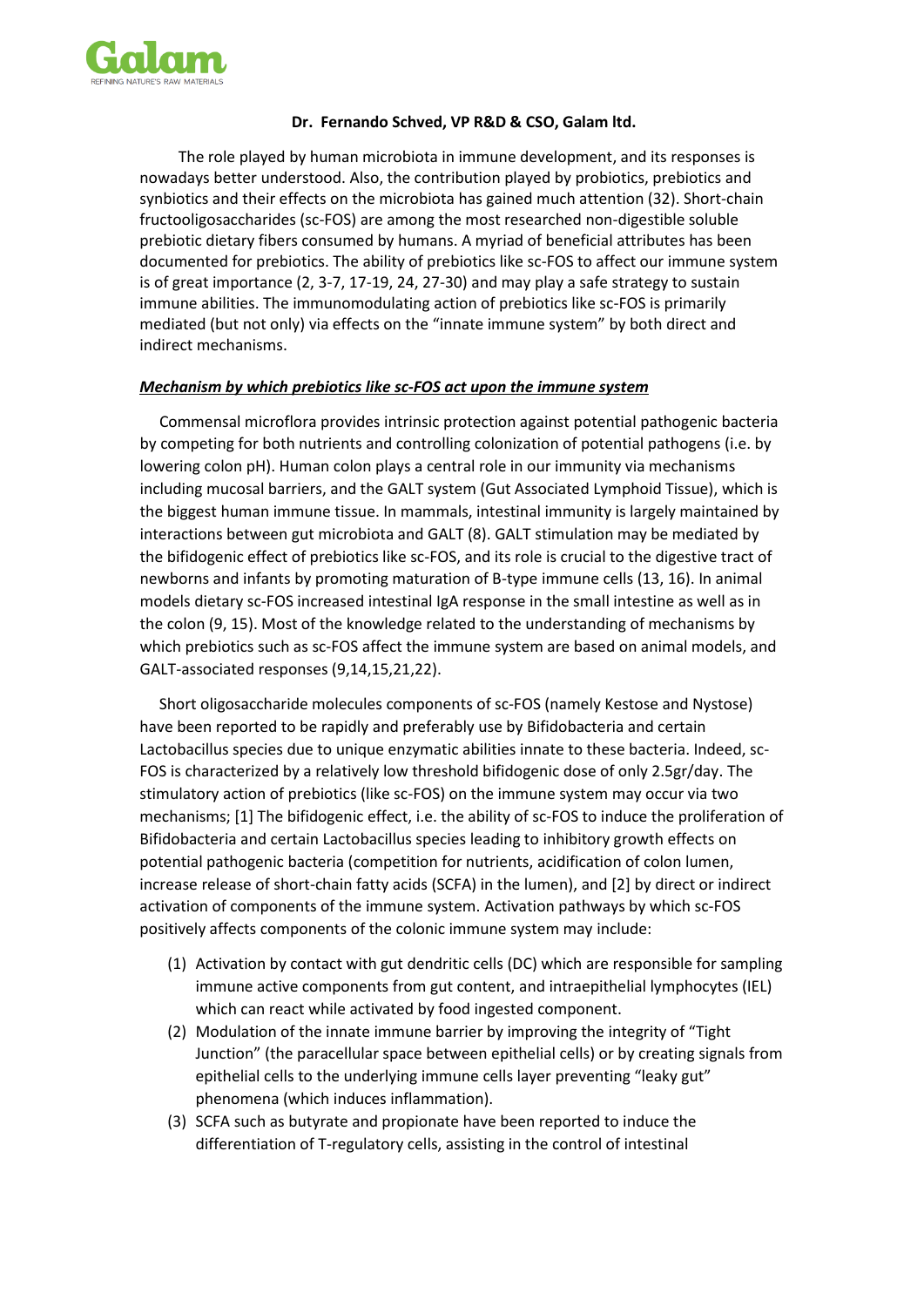**Dr. Fernando Schved, VP R&D & CSO, Galam ltd.**

The role played by human microbiota in immune development, and its responses is nowadays better understood. Also, the contribution played by probiotics, prebiotics and synbiotics and their effects on the microbiota has gained much attention (32). Short-chain fructooligosaccharides (sc-FOS) are among the most researched non-digestible soluble prebiotic dietary fibers consumed by humans. A myriad of beneficial attributes has been documented for prebiotics. The ability of prebiotics like sc-FOS to affect our immune system is of great importance (2, 3-7, 17-19, 24, 27-30) and may play a safe strategy to sustain immune abilities. The immunomodulating action of prebiotics like sc-FOS is primarily mediated (but not only) via effects on the "innate immune system" by both direct and indirect mechanisms.

***Mechanism by which prebiotics like sc-FOS act upon the immune system***

Commensal microflora provides intrinsic protection against potential pathogenic bacteria by competing for both nutrients and controlling colonization of potential pathogens (i.e. by lowering colon pH). Human colon plays a central role in our immunity via mechanisms including mucosal barriers, and the GALT system (Gut Associated Lymphoid Tissue), which is the biggest human immune tissue. In mammals, intestinal immunity is largely maintained by interactions between gut microbiota and GALT (8). GALT stimulation may be mediated by the bifidogenic effect of prebiotics like sc-FOS, and its role is crucial to the digestive tract of newborns and infants by promoting maturation of B-type immune cells (13, 16). In animal models dietary sc-FOS increased intestinal IgA response in the small intestine as well as in the colon (9, 15). Most of the knowledge related to the understanding of mechanisms by which prebiotics such as sc-FOS affect the immune system are based on animal models, and GALT-associated responses (9,14,15,21,22).

Short oligosaccharide molecules components of sc-FOS (namely Kestose and Nystose) have been reported to be rapidly and preferably use by Bifidobacteria and certain Lactobacillus species due to unique enzymatic abilities innate to these bacteria. Indeed, sc-FOS is characterized by a relatively low threshold bifidogenic dose of only 2.5gr/day. The stimulatory action of prebiotics (like sc-FOS) on the immune system may occur via two mechanisms; [1] The bifidogenic effect, i.e. the ability of sc-FOS to induce the proliferation of Bifidobacteria and certain Lactobacillus species leading to inhibitory growth effects on potential pathogenic bacteria (competition for nutrients, acidification of colon lumen, increase release of short-chain fatty acids (SCFA) in the lumen), and [2] by direct or indirect activation of components of the immune system. Activation pathways by which sc-FOS positively affects components of the colonic immune system may include:

1. Activation by contact with gut dendritic cells (DC) which are responsible for sampling immune active components from gut content, and intraepithelial lymphocytes (IEL) which can react while activated by food ingested component.
2. Modulation of the innate immune barrier by improving the integrity of "Tight Junction" (the paracellular space between epithelial cells) or by creating signals from epithelial cells to the underlying immune cells layer preventing "leaky gut" phenomena (which induces inflammation).
3. SCFA such as butyrate and propionate have been reported to induce the differentiation of T-regulatory cells, assisting in the control of intestinal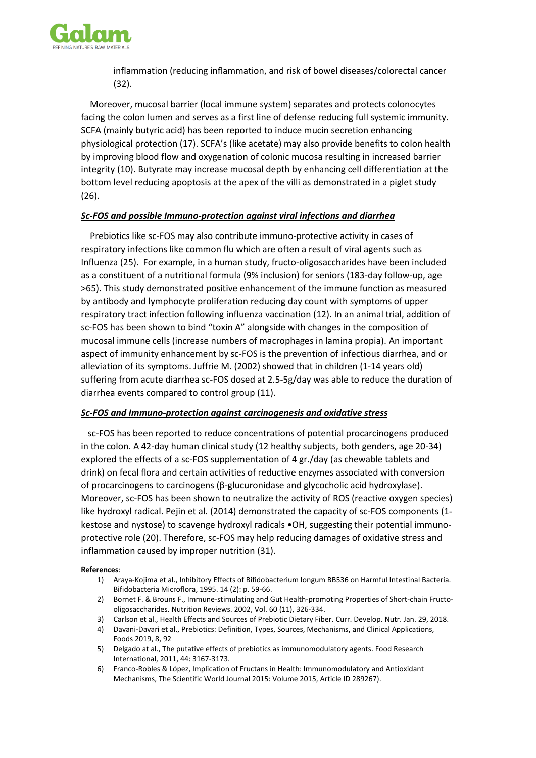inflammation (reducing inflammation, and risk of bowel diseases/colorectal cancer (32).

Moreover, mucosal barrier (local immune system) separates and protects colonocytes facing the colon lumen and serves as a first line of defense reducing full systemic immunity. SCFA (mainly butyric acid) has been reported to induce mucin secretion enhancing physiological protection (17). SCFA's (like acetate) may also provide benefits to colon health by improving blood flow and oxygenation of colonic mucosa resulting in increased barrier integrity (10). Butyrate may increase mucosal depth by enhancing cell differentiation at the bottom level reducing apoptosis at the apex of the villi as demonstrated in a piglet study (26).

***Sc-FOS and possible Immuno-protection against viral infections and diarrhea***

Prebiotics like sc-FOS may also contribute immuno-protective activity in cases of respiratory infections like common flu which are often a result of viral agents such as Influenza (25). For example, in a human study, fructo-oligosaccharides have been included as a constituent of a nutritional formula (9% inclusion) for seniors (183-day follow-up, age >65). This study demonstrated positive enhancement of the immune function as measured by antibody and lymphocyte proliferation reducing day count with symptoms of upper respiratory tract infection following influenza vaccination (12). In an animal trial, addition of sc-FOS has been shown to bind "toxin A" alongside with changes in the composition of mucosal immune cells (increase numbers of macrophages in lamina propia). An important aspect of immunity enhancement by sc-FOS is the prevention of infectious diarrhea, and or alleviation of its symptoms. Juffrie M. (2002) showed that in children (1-14 years old) suffering from acute diarrhea sc-FOS dosed at 2.5-5g/day was able to reduce the duration of diarrhea events compared to control group (11).

***Sc-FOS and Immuno-protection against carcinogenesis and oxidative stress***

sc-FOS has been reported to reduce concentrations of potential procarcinogens produced in the colon. A 42-day human clinical study (12 healthy subjects, both genders, age 20-34) explored the effects of a sc-FOS supplementation of 4 gr./day (as chewable tablets and drink) on fecal flora and certain activities of reductive enzymes associated with conversion of procarcinogens to carcinogens (β-glucuronidase and glycocholic acid hydroxylase). Moreover, sc-FOS has been shown to neutralize the activity of ROS (reactive oxygen species) like hydroxyl radical. Pejin et al. (2014) demonstrated the capacity of sc-FOS components (1-kestose and nystose) to scavenge hydroxyl radicals •OH, suggesting their potential immuno-protective role (20). Therefore, sc-FOS may help reducing damages of oxidative stress and inflammation caused by improper nutrition (31).

**References**:

1) Araya-Kojima et al., Inhibitory Effects of Bifidobacterium longum BB536 on Harmful Intestinal Bacteria. Bifidobacteria Microflora, 1995. 14 (2): p. 59-66.
2) Bornet F. & Brouns F., Immune-stimulating and Gut Health-promoting Properties of Short-chain Fructo-oligosaccharides. Nutrition Reviews. 2002, Vol. 60 (11), 326-334.
3) Carlson et al., Health Effects and Sources of Prebiotic Dietary Fiber. Curr. Develop. Nutr. Jan. 29, 2018.
4) Davani-Davari et al., Prebiotics: Definition, Types, Sources, Mechanisms, and Clinical Applications, Foods 2019, 8, 92
5) Delgado at al., The putative effects of prebiotics as immunomodulatory agents. Food Research International, 2011, 44: 3167-3173.
6) Franco-Robles & López, Implication of Fructans in Health: Immunomodulatory and Antioxidant Mechanisms, The Scientific World Journal 2015: Volume 2015, Article ID 289267).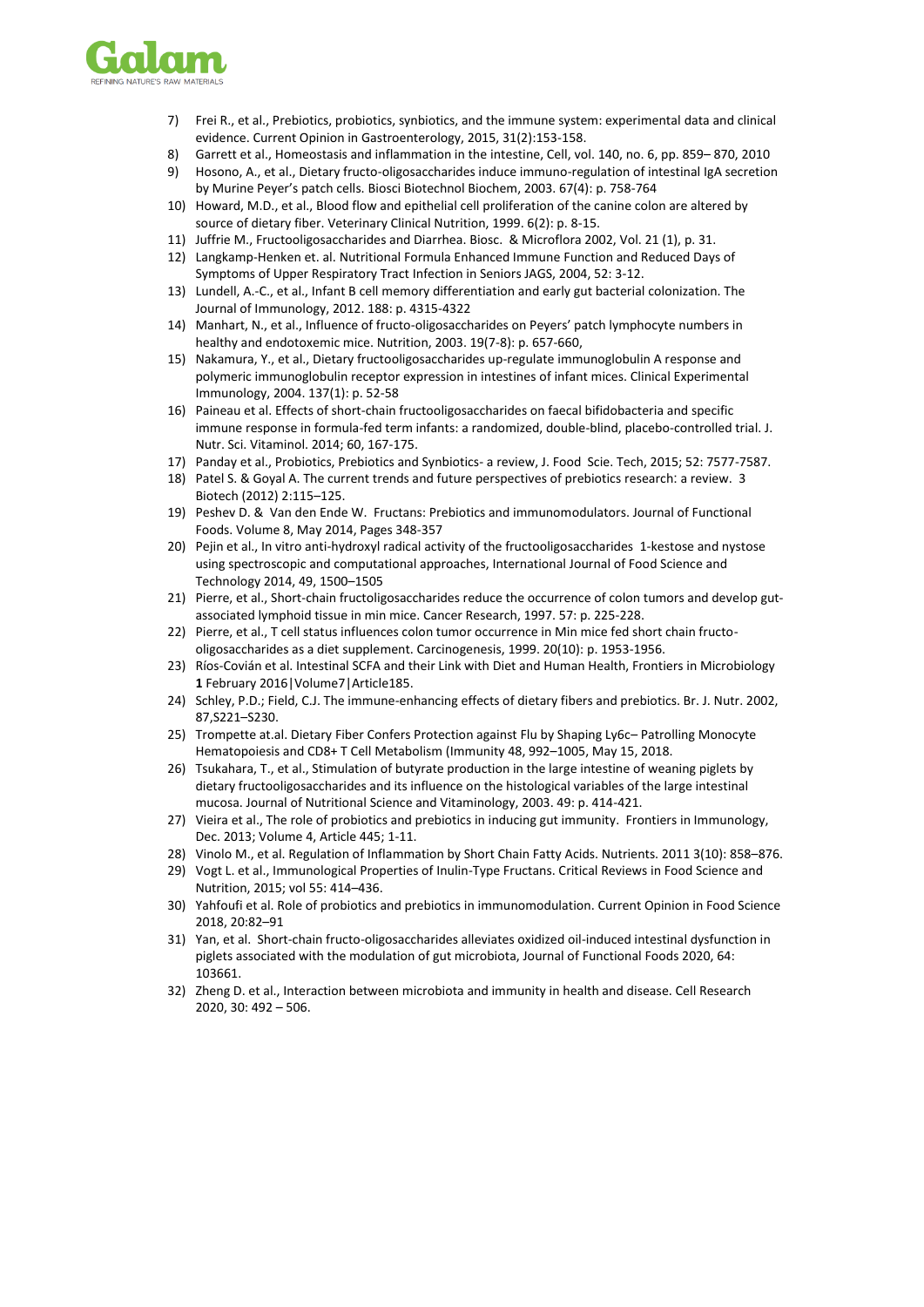7) Frei R., et al., Prebiotics, probiotics, synbiotics, and the immune system: experimental data and clinical evidence. Current Opinion in Gastroenterology, 2015, 31(2):153-158.
8) Garrett et al., Homeostasis and inflammation in the intestine, Cell, vol. 140, no. 6, pp. 859– 870, 2010
9) Hosono, A., et al., Dietary fructo-oligosaccharides induce immuno-regulation of intestinal IgA secretion by Murine Peyer's patch cells. Biosci Biotechnol Biochem, 2003. 67(4): p. 758-764
10) Howard, M.D., et al., Blood flow and epithelial cell proliferation of the canine colon are altered by source of dietary fiber. Veterinary Clinical Nutrition, 1999. 6(2): p. 8-15.
11) Juffrie M., Fructooligosaccharides and Diarrhea. Biosc. & Microflora 2002, Vol. 21 (1), p. 31.
12) Langkamp-Henken et. al. Nutritional Formula Enhanced Immune Function and Reduced Days of Symptoms of Upper Respiratory Tract Infection in Seniors JAGS, 2004, 52: 3-12.
13) Lundell, A.-C., et al., Infant B cell memory differentiation and early gut bacterial colonization. The Journal of Immunology, 2012. 188: p. 4315-4322
14) Manhart, N., et al., Influence of fructo-oligosaccharides on Peyers' patch lymphocyte numbers in healthy and endotoxemic mice. Nutrition, 2003. 19(7-8): p. 657-660,
15) Nakamura, Y., et al., Dietary fructooligosaccharides up-regulate immunoglobulin A response and polymeric immunoglobulin receptor expression in intestines of infant mices. Clinical Experimental Immunology, 2004. 137(1): p. 52-58
16) Paineau et al. Effects of short-chain fructooligosaccharides on faecal bifidobacteria and specific immune response in formula-fed term infants: a randomized, double-blind, placebo-controlled trial. J. Nutr. Sci. Vitaminol. 2014; 60, 167-175.
17) Panday et al., Probiotics, Prebiotics and Synbiotics- a review, J. Food Scie. Tech, 2015; 52: 7577-7587.
18) Patel S. & Goyal A. The current trends and future perspectives of prebiotics research: a review. 3 Biotech (2012) 2:115–125.
19) Peshev D. & Van den Ende W. Fructans: Prebiotics and immunomodulators. Journal of Functional Foods. Volume 8, May 2014, Pages 348-357
20) Pejin et al., In vitro anti-hydroxyl radical activity of the fructooligosaccharides 1-kestose and nystose using spectroscopic and computational approaches, International Journal of Food Science and Technology 2014, 49, 1500–1505
21) Pierre, et al., Short-chain fructoligosaccharides reduce the occurrence of colon tumors and develop gut-associated lymphoid tissue in min mice. Cancer Research, 1997. 57: p. 225-228.
22) Pierre, et al., T cell status influences colon tumor occurrence in Min mice fed short chain fructo-oligosaccharides as a diet supplement. Carcinogenesis, 1999. 20(10): p. 1953-1956.
23) Ríos-Covián et al. Intestinal SCFA and their Link with Diet and Human Health, Frontiers in Microbiology **1** February 2016|Volume7|Article185.
24) Schley, P.D.; Field, C.J. The immune-enhancing effects of dietary fibers and prebiotics. Br. J. Nutr. 2002, 87,S221–S230.
25) Trompette at.al. Dietary Fiber Confers Protection against Flu by Shaping Ly6c– Patrolling Monocyte Hematopoiesis and CD8+ T Cell Metabolism (Immunity 48, 992–1005, May 15, 2018.
26) Tsukahara, T., et al., Stimulation of butyrate production in the large intestine of weaning piglets by dietary fructooligosaccharides and its influence on the histological variables of the large intestinal mucosa. Journal of Nutritional Science and Vitaminology, 2003. 49: p. 414-421.
27) Vieira et al., The role of probiotics and prebiotics in inducing gut immunity. Frontiers in Immunology, Dec. 2013; Volume 4, Article 445; 1-11.
28) Vinolo M., et al. Regulation of Inflammation by Short Chain Fatty Acids. Nutrients. 2011 3(10): 858–876.
29) Vogt L. et al., Immunological Properties of Inulin-Type Fructans. Critical Reviews in Food Science and Nutrition, 2015; vol 55: 414–436.
30) Yahfoufi et al. Role of probiotics and prebiotics in immunomodulation. Current Opinion in Food Science 2018, 20:82–91
31) Yan, et al. Short-chain fructo-oligosaccharides alleviates oxidized oil-induced intestinal dysfunction in piglets associated with the modulation of gut microbiota, Journal of Functional Foods 2020, 64: 103661.
32) Zheng D. et al., Interaction between microbiota and immunity in health and disease. Cell Research 2020, 30: 492 – 506.